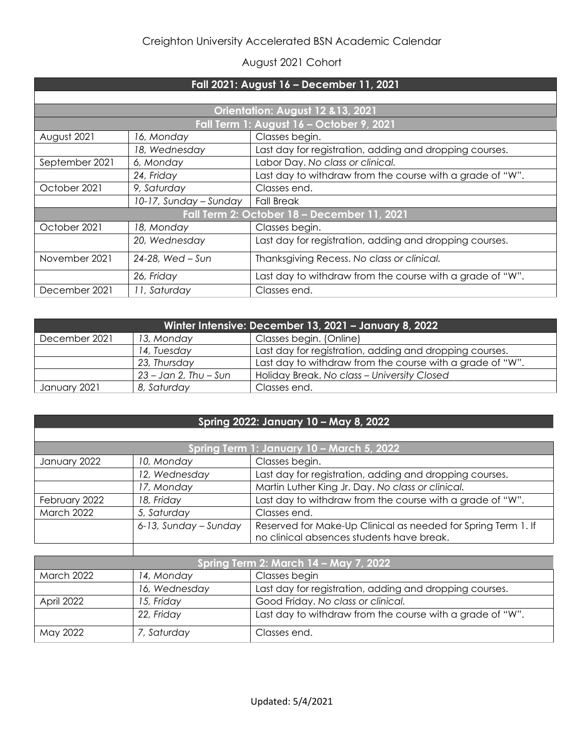# Creighton University Accelerated BSN Academic Calendar

## August 2021 Cohort

| Fall 2021: August 16 – December 11, 2021 | | |
|---|---|---|
| **Orientation: August 12 &13, 2021** | | |
| **Fall Term 1: August 16 – October 9, 2021** | | |
| August 2021 | *16, Monday* | Classes begin. |
| | *18, Wednesday* | Last day for registration, adding and dropping courses. |
| September 2021 | *6, Monday* | Labor Day. *No class or clinical.* |
| | *24, Friday* | Last day to withdraw from the course with a grade of "W". |
| October 2021 | *9, Saturday* | Classes end. |
| | *10-17, Sunday – Sunday* | Fall Break |
| **Fall Term 2: October 18 – December 11, 2021** | | |
| October 2021 | *18, Monday* | Classes begin. |
| | *20, Wednesday* | Last day for registration, adding and dropping courses. |
| November 2021 | *24-28, Wed – Sun* | Thanksgiving Recess. *No class or clinical.* |
| | *26, Friday* | Last day to withdraw from the course with a grade of "W". |
| December 2021 | *11, Saturday* | Classes end. |

| Winter Intensive: December 13, 2021 – January 8, 2022 | | |
|---|---|---|
| December 2021 | *13, Monday* | Classes begin. (Online) |
| | *14, Tuesday* | Last day for registration, adding and dropping courses. |
| | *23, Thursday* | Last day to withdraw from the course with a grade of "W". |
| | *23 – Jan 2, Thu – Sun* | Holiday Break. *No class – University Closed* |
| January 2021 | *8, Saturday* | Classes end. |

| Spring 2022: January 10 – May 8, 2022 | | |
|---|---|---|
| **Spring Term 1: January 10 – March 5, 2022** | | |
| January 2022 | *10, Monday* | Classes begin. |
| | *12, Wednesday* | Last day for registration, adding and dropping courses. |
| | *17, Monday* | Martin Luther King Jr. Day. *No class or clinical.* |
| February 2022 | *18, Friday* | Last day to withdraw from the course with a grade of "W". |
| March 2022 | *5, Saturday* | Classes end. |
| | *6-13, Sunday – Sunday* | Reserved for Make-Up Clinical as needed for Spring Term 1. If no clinical absences students have break. |
| **Spring Term 2: March 14 – May 7, 2022** | | |
| March 2022 | *14, Monday* | Classes begin |
| | *16, Wednesday* | Last day for registration, adding and dropping courses. |
| April 2022 | *15, Friday* | Good Friday. *No class or clinical.* |
| | *22, Friday* | Last day to withdraw from the course with a grade of "W". |
| May 2022 | *7, Saturday* | Classes end. |

Updated: 5/4/2021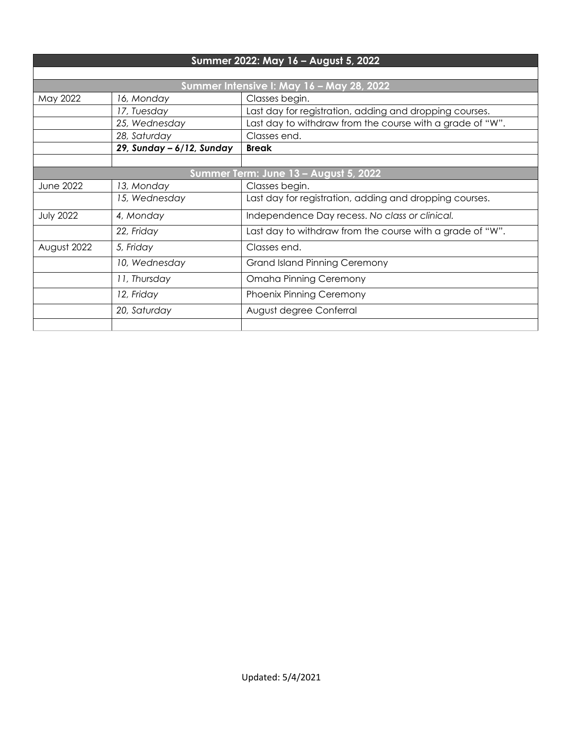| Summer 2022: May 16 – August 5, 2022 | | |
|---|---|---|
| | | |
| **Summer Intensive I: May 16 – May 28, 2022** | | |
| May 2022 | *16, Monday* | Classes begin. |
| | *17, Tuesday* | Last day for registration, adding and dropping courses. |
| | *25, Wednesday* | Last day to withdraw from the course with a grade of "W". |
| | *28, Saturday* | Classes end. |
| | ***29, Sunday – 6/12, Sunday*** | **Break** |
| | | |
| **Summer Term: June 13 – August 5, 2022** | | |
| June 2022 | *13, Monday* | Classes begin. |
| | *15, Wednesday* | Last day for registration, adding and dropping courses. |
| July 2022 | *4, Monday* | Independence Day recess. *No class or clinical.* |
| | *22, Friday* | Last day to withdraw from the course with a grade of "W". |
| August 2022 | *5, Friday* | Classes end. |
| | *10, Wednesday* | Grand Island Pinning Ceremony |
| | *11, Thursday* | Omaha Pinning Ceremony |
| | *12, Friday* | Phoenix Pinning Ceremony |
| | *20, Saturday* | August degree Conferral |
| | | |

Updated: 5/4/2021